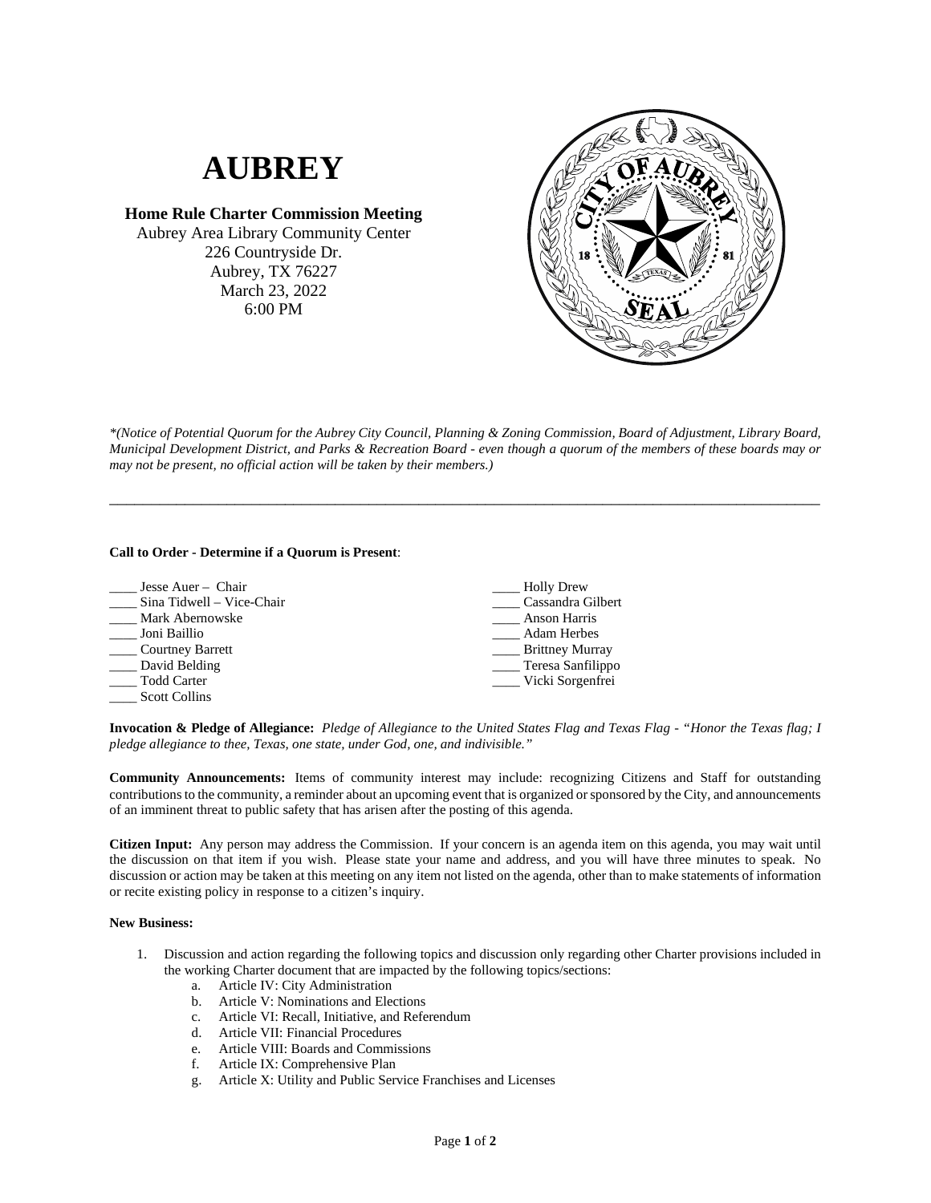# AUBREY

**Home Rule Charter Commission Meeting**
Aubrey Area Library Community Center
226 Countryside Dr.
Aubrey, TX 76227
March 23, 2022
6:00 PM

*\*(Notice of Potential Quorum for the Aubrey City Council, Planning & Zoning Commission, Board of Adjustment, Library Board, Municipal Development District, and Parks & Recreation Board - even though a quorum of the members of these boards may or may not be present, no official action will be taken by their members.)*

---

**Call to Order - Determine if a Quorum is Present**:

____ Jesse Auer – Chair
____ Sina Tidwell – Vice-Chair
____ Mark Abernowske
____ Joni Baillio
____ Courtney Barrett
____ David Belding
____ Todd Carter
____ Scott Collins
____ Holly Drew
____ Cassandra Gilbert
____ Anson Harris
____ Adam Herbes
____ Brittney Murray
____ Teresa Sanfilippo
____ Vicki Sorgenfrei

**Invocation & Pledge of Allegiance:** *Pledge of Allegiance to the United States Flag and Texas Flag - "Honor the Texas flag; I pledge allegiance to thee, Texas, one state, under God, one, and indivisible."*

**Community Announcements:** Items of community interest may include: recognizing Citizens and Staff for outstanding contributions to the community, a reminder about an upcoming event that is organized or sponsored by the City, and announcements of an imminent threat to public safety that has arisen after the posting of this agenda.

**Citizen Input:** Any person may address the Commission. If your concern is an agenda item on this agenda, you may wait until the discussion on that item if you wish. Please state your name and address, and you will have three minutes to speak. No discussion or action may be taken at this meeting on any item not listed on the agenda, other than to make statements of information or recite existing policy in response to a citizen's inquiry.

**New Business:**

1. Discussion and action regarding the following topics and discussion only regarding other Charter provisions included in the working Charter document that are impacted by the following topics/sections:
   a. Article IV: City Administration
   b. Article V: Nominations and Elections
   c. Article VI: Recall, Initiative, and Referendum
   d. Article VII: Financial Procedures
   e. Article VIII: Boards and Commissions
   f. Article IX: Comprehensive Plan
   g. Article X: Utility and Public Service Franchises and Licenses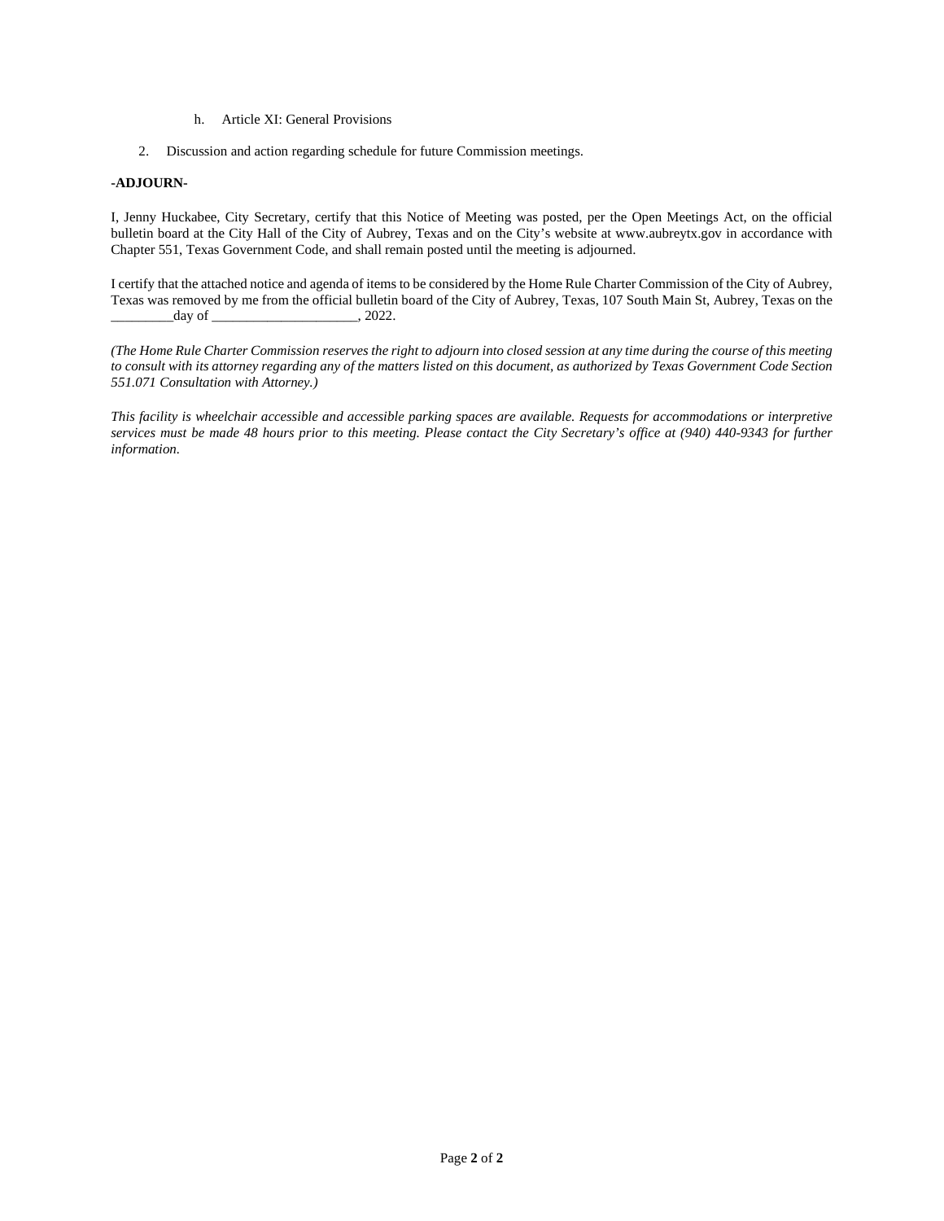h. Article XI: General Provisions

2. Discussion and action regarding schedule for future Commission meetings.

**-ADJOURN-**

I, Jenny Huckabee, City Secretary, certify that this Notice of Meeting was posted, per the Open Meetings Act, on the official bulletin board at the City Hall of the City of Aubrey, Texas and on the City's website at www.aubreytx.gov in accordance with Chapter 551, Texas Government Code, and shall remain posted until the meeting is adjourned.

I certify that the attached notice and agenda of items to be considered by the Home Rule Charter Commission of the City of Aubrey, Texas was removed by me from the official bulletin board of the City of Aubrey, Texas, 107 South Main St, Aubrey, Texas on the _________day of _____________________, 2022.

*(The Home Rule Charter Commission reserves the right to adjourn into closed session at any time during the course of this meeting to consult with its attorney regarding any of the matters listed on this document, as authorized by Texas Government Code Section 551.071 Consultation with Attorney.)*

*This facility is wheelchair accessible and accessible parking spaces are available. Requests for accommodations or interpretive services must be made 48 hours prior to this meeting. Please contact the City Secretary's office at (940) 440-9343 for further information.*